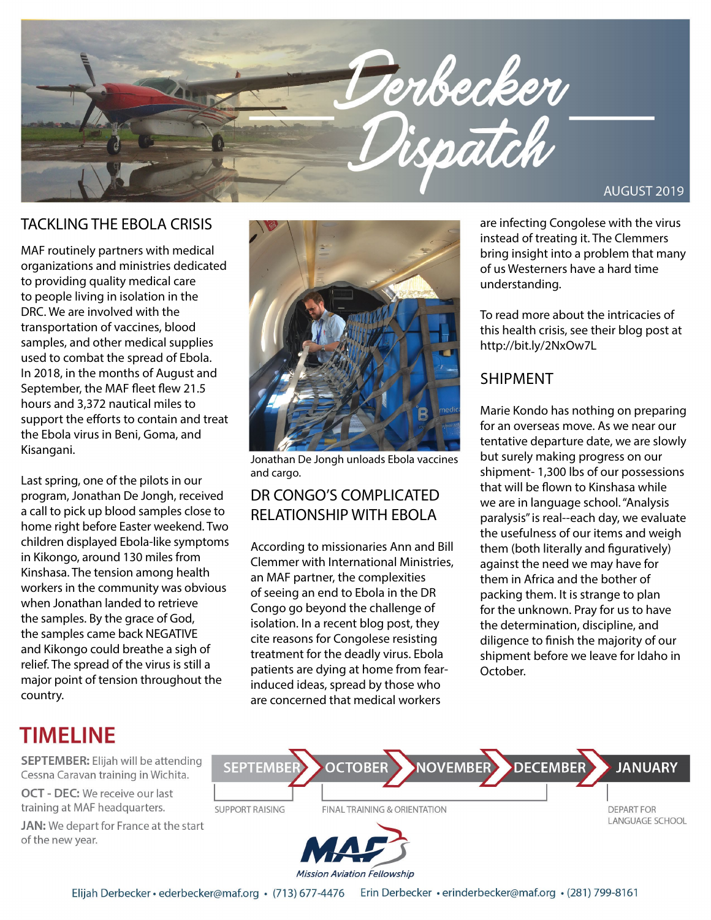# Derbecker Dispatch

AUGUST 2019

## TACKLING THE EBOLA CRISIS

MAF routinely partners with medical organizations and ministries dedicated to providing quality medical care to people living in isolation in the DRC. We are involved with the transportation of vaccines, blood samples, and other medical supplies used to combat the spread of Ebola. In 2018, in the months of August and September, the MAF fleet flew 21.5 hours and 3,372 nautical miles to support the efforts to contain and treat the Ebola virus in Beni, Goma, and Kisangani.

Last spring, one of the pilots in our program, Jonathan De Jongh, received a call to pick up blood samples close to home right before Easter weekend. Two children displayed Ebola-like symptoms in Kikongo, around 130 miles from Kinshasa. The tension among health workers in the community was obvious when Jonathan landed to retrieve the samples. By the grace of God, the samples came back NEGATIVE and Kikongo could breathe a sigh of relief. The spread of the virus is still a major point of tension throughout the country.

Jonathan De Jongh unloads Ebola vaccines and cargo.

## DR CONGO'S COMPLICATED RELATIONSHIP WITH EBOLA

According to missionaries Ann and Bill Clemmer with International Ministries, an MAF partner, the complexities of seeing an end to Ebola in the DR Congo go beyond the challenge of isolation. In a recent blog post, they cite reasons for Congolese resisting treatment for the deadly virus. Ebola patients are dying at home from fear-induced ideas, spread by those who are concerned that medical workers are infecting Congolese with the virus instead of treating it. The Clemmers bring insight into a problem that many of us Westerners have a hard time understanding.

To read more about the intricacies of this health crisis, see their blog post at http://bit.ly/2NxOw7L

## SHIPMENT

Marie Kondo has nothing on preparing for an overseas move. As we near our tentative departure date, we are slowly but surely making progress on our shipment- 1,300 lbs of our possessions that will be flown to Kinshasa while we are in language school. "Analysis paralysis" is real--each day, we evaluate the usefulness of our items and weigh them (both literally and figuratively) against the need we may have for them in Africa and the bother of packing them. It is strange to plan for the unknown. Pray for us to have the determination, discipline, and diligence to finish the majority of our shipment before we leave for Idaho in October.

## TIMELINE

**SEPTEMBER:** Elijah will be attending Cessna Caravan training in Wichita.

**OCT - DEC:** We receive our last training at MAF headquarters.

**JAN:** We depart for France at the start of the new year.

SEPTEMBER → OCTOBER → NOVEMBER → DECEMBER → JANUARY

- SEPTEMBER: SUPPORT RAISING
- OCTOBER – DECEMBER: FINAL TRAINING & ORIENTATION
- JANUARY: DEPART FOR LANGUAGE SCHOOL

MAF
Mission Aviation Fellowship

Elijah Derbecker • ederbecker@maf.org • (713) 677-4476 Erin Derbecker • erinderbecker@maf.org • (281) 799-8161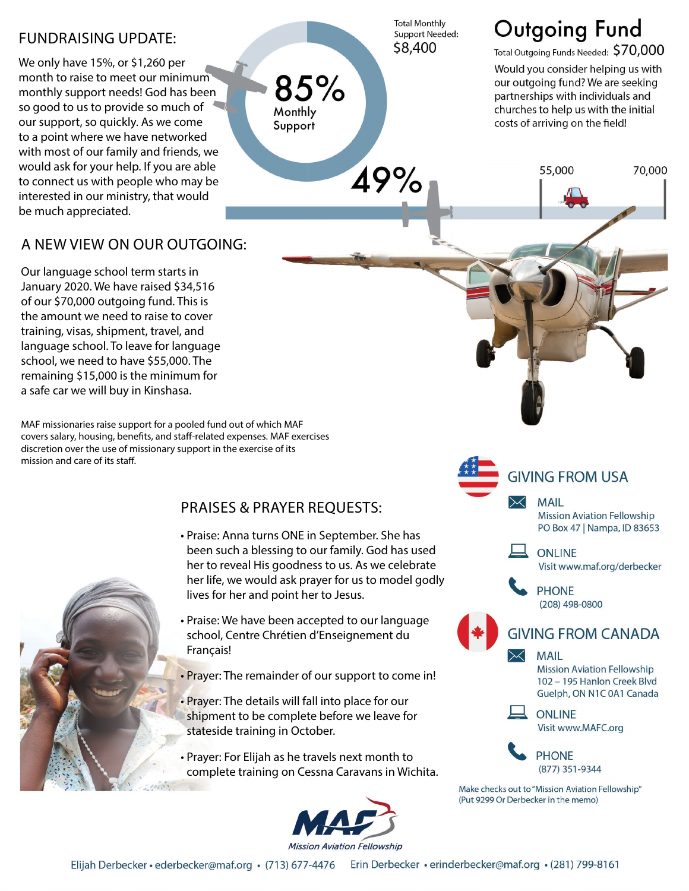## FUNDRAISING UPDATE:

We only have 15%, or $1,260 per month to raise to meet our minimum monthly support needs! God has been so good to us to provide so much of our support, so quickly. As we come to a point where we have networked with most of our family and friends, we would ask for your help. If you are able to connect us with people who may be interested in our ministry, that would be much appreciated.

85%
Monthly Support

Total Monthly Support Needed: $8,400

# Outgoing Fund

Total Outgoing Funds Needed: $70,000

Would you consider helping us with our outgoing fund? We are seeking partnerships with individuals and churches to help us with the initial costs of arriving on the field!

49%
55,000
70,000

## A NEW VIEW ON OUR OUTGOING:

Our language school term starts in January 2020. We have raised $34,516 of our $70,000 outgoing fund. This is the amount we need to raise to cover training, visas, shipment, travel, and language school. To leave for language school, we need to have $55,000. The remaining $15,000 is the minimum for a safe car we will buy in Kinshasa.

MAF missionaries raise support for a pooled fund out of which MAF covers salary, housing, benefits, and staff-related expenses. MAF exercises discretion over the use of missionary support in the exercise of its mission and care of its staff.

## PRAISES & PRAYER REQUESTS:

- Praise: Anna turns ONE in September. She has been such a blessing to our family. God has used her to reveal His goodness to us. As we celebrate her life, we would ask prayer for us to model godly lives for her and point her to Jesus.
- Praise: We have been accepted to our language school, Centre Chrétien d'Enseignement du Français!
- Prayer: The remainder of our support to come in!
- Prayer: The details will fall into place for our shipment to be complete before we leave for stateside training in October.
- Prayer: For Elijah as he travels next month to complete training on Cessna Caravans in Wichita.

## GIVING FROM USA

**MAIL**
Mission Aviation Fellowship
PO Box 47 | Nampa, ID 83653

**ONLINE**
Visit www.maf.org/derbecker

**PHONE**
(208) 498-0800

## GIVING FROM CANADA

**MAIL**
Mission Aviation Fellowship
102 – 195 Hanlon Creek Blvd
Guelph, ON N1C 0A1 Canada

**ONLINE**
Visit www.MAFC.org

**PHONE**
(877) 351-9344

Make checks out to "Mission Aviation Fellowship"
(Put 9299 Or Derbecker in the memo)

MAF
Mission Aviation Fellowship

Elijah Derbecker • ederbecker@maf.org • (713) 677-4476   Erin Derbecker • erinderbecker@maf.org • (281) 799-8161